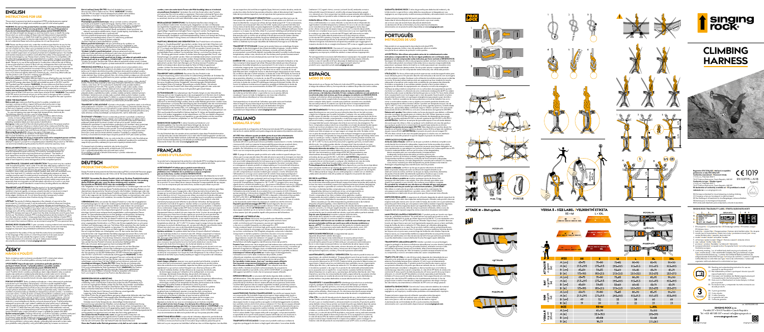# ENGLISH

## INSTRUCTIONS FOR USE

# ČESKY

## NÁVOD K POUŽITÍ

# DEUTSCH

## PRODUKTINFORMATION

# FRANÇAIS

## MODES D'UTILISATION

# ITALIANO

## MODALITÀ D'USO

# ESPAÑOL

## MODO DE USO

# PORTUGUÊS

## INSTRUÇÕES DE USO

# CLIMBING HARNESS

**singing rock**

Regulation (EU) 2016/425 – Notified body and body performing module C2+
Notified body number 1019
VVUÚ, a.s., Pikartská 1337/7, 716 07 Ostrava-Radvanice, Czech Republic

EN 12277/5 + A1:B

**SINGING ROCK s.r.o.**
Poniklá 317 • 512 42 Poniklá • Czech Republic
Tel.: +420 481 585 007 • email: info@singingrock.com
www.singingrock.com

## ATTACK II – BMI system

minimum

optimum

maximum

max. 5 kp

## VERSA – SIZE LABEL / VELIKOSTNÍ ETIKETA

XS – M

L – XXL

| | SIZE | XS | S | M | L | XL | XXL |
|---|---|---|---|---|---|---|---|
| ATTACK II | A (cm) | 65–75 | 70–80 | 75–85 | 80–90 | 85–95 | 90–100 |
| | A (in) | 25.5–29.5 | 27.5–31.5 | 29.5–33.5 | 31.5–35.5 | 33.5–37.5 | 35.5–39.5 |
| | B (cm) | 45–50 | 50–55 | 55–60 | 60–65 | 65–70 | 70–75 |
| | B (in) | 17.5–19.5 | 19.5–21.5 | 21.5–23.5 | 23.5–25.5 | 25.5–27.5 | 27.5–29.5 |
| VERSA | A (cm) | 65–75 | 70–80 | 75–85 | 80–90 | 85–95 | 90–100 |
| | A (in) | 25.5–29.5 | 27.5–31.5 | 29.5–33.5 | 31.5–35.5 | 33.5–37.5 | 35.5–39.5 |
| | B (cm) | 45–50 | 50–55 | 55–60 | 60–65 | 65–70 | 70–75 |
| | B (in) | 17.5–19.5 | 19.5–21.5 | 21.5–23.5 | 23.5–25.5 | 25.5–27.5 | 27.5–29.5 |
| | C (cm) | 49 | 51 | 53 | 55 | 57 | 59 |
| | C (in) | 19 | 20 | 21 | 22 | 23 | 23 |

| | SIZE | XS–M | L–XXL |
|---|---|---|---|
| VERSA (adjustable) | A (cm) | 65–85 | 80–100 |
| | A (in) | 25.5–33.5 | 31.5–39.5 |
| | B (cm) | 45–60 | 60–75 |
| | B (in) | 17.5–23.5 | 23.5–29.5 |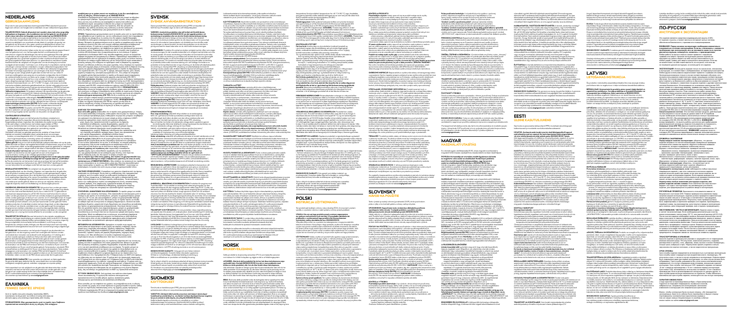# NEDERLANDS
## GEBRUIKSAANWIJZING

# ΕΛΛΗΝΙΚΑ

# SVENSK
## SVENSK ANVÄNDARINSTRUKTION

# SUOMEKSI
## KÄYTTÖOHJEET

# NORSK
## BRUKERVEILEDNING

# POLSKI
## INSTRUKCJA UŻYTKOWANIA

# SLOVENSKY
## NÁVOD NA POUŽITIE

# MAGYAR
## HASZNÁLATI UTASÍTÁS

# EESTI
## ÜLDINE KASUTUSJUHEND

# LATVISKI
## LIETOŠANAS INSTRUKCIJA

# ПО-РУССКИ
## ИНСТРУКЦИЯ К ЭКСПЛУАТАЦИИ